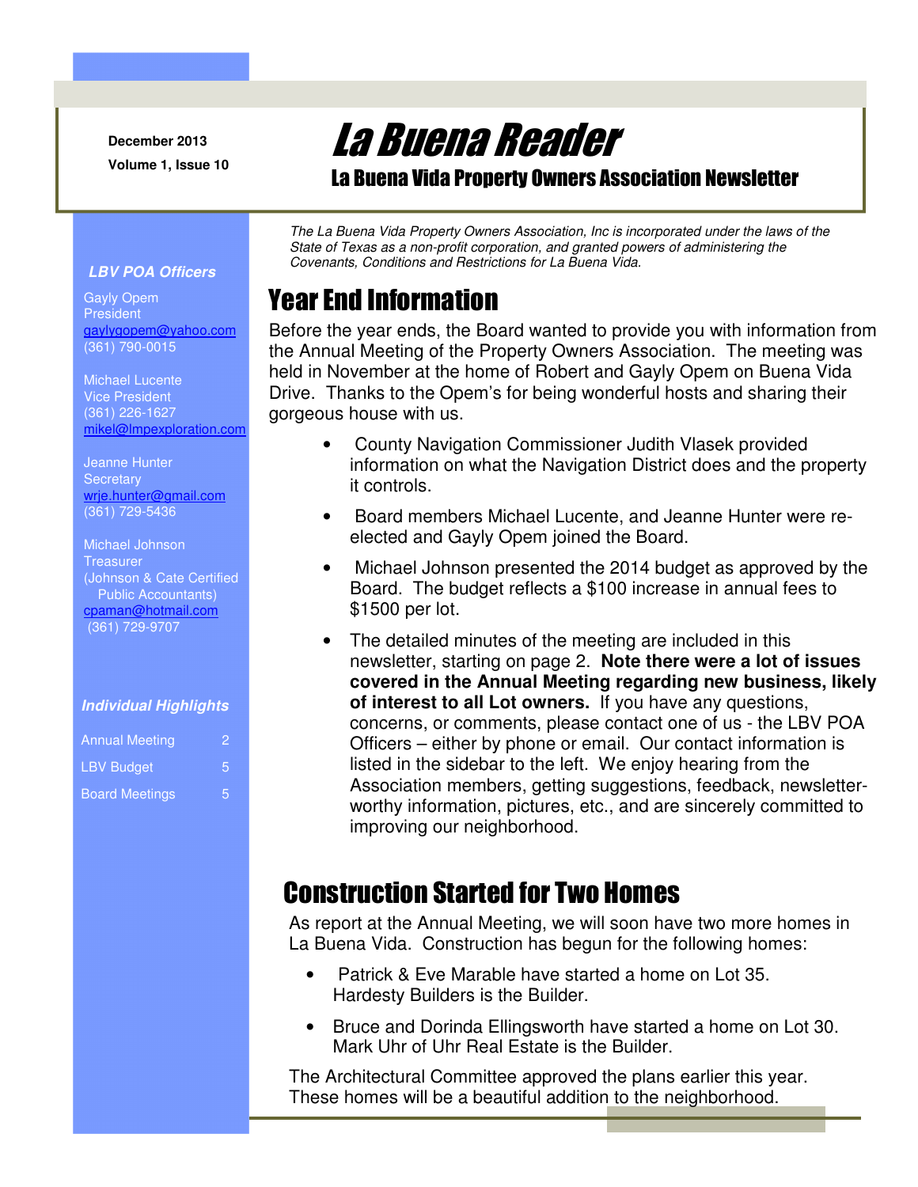December 2013
Volume 1, Issue 10

# La Buena Reader

## La Buena Vida Property Owners Association Newsletter

*The La Buena Vida Property Owners Association, Inc is incorporated under the laws of the State of Texas as a non-profit corporation, and granted powers of administering the Covenants, Conditions and Restrictions for La Buena Vida.*

***LBV POA Officers***

Gayly Opem
President
gaylygopem@yahoo.com
(361) 790-0015

Michael Lucente
Vice President
(361) 226-1627
mikel@lmpexploration.com

Jeanne Hunter
Secretary
wrje.hunter@gmail.com
(361) 729-5436

Michael Johnson
Treasurer
(Johnson & Cate Certified Public Accountants)
cpaman@hotmail.com
(361) 729-9707

***Individual Highlights***

| | |
|---|---|
| Annual Meeting | 2 |
| LBV Budget | 5 |
| Board Meetings | 5 |

## Year End Information

Before the year ends, the Board wanted to provide you with information from the Annual Meeting of the Property Owners Association. The meeting was held in November at the home of Robert and Gayly Opem on Buena Vida Drive. Thanks to the Opem's for being wonderful hosts and sharing their gorgeous house with us.

- County Navigation Commissioner Judith Vlasek provided information on what the Navigation District does and the property it controls.
- Board members Michael Lucente, and Jeanne Hunter were re-elected and Gayly Opem joined the Board.
- Michael Johnson presented the 2014 budget as approved by the Board. The budget reflects a $100 increase in annual fees to $1500 per lot.
- The detailed minutes of the meeting are included in this newsletter, starting on page 2. **Note there were a lot of issues covered in the Annual Meeting regarding new business, likely of interest to all Lot owners.** If you have any questions, concerns, or comments, please contact one of us - the LBV POA Officers – either by phone or email. Our contact information is listed in the sidebar to the left. We enjoy hearing from the Association members, getting suggestions, feedback, newsletter-worthy information, pictures, etc., and are sincerely committed to improving our neighborhood.

## Construction Started for Two Homes

As report at the Annual Meeting, we will soon have two more homes in La Buena Vida. Construction has begun for the following homes:

- Patrick & Eve Marable have started a home on Lot 35. Hardesty Builders is the Builder.
- Bruce and Dorinda Ellingsworth have started a home on Lot 30. Mark Uhr of Uhr Real Estate is the Builder.

The Architectural Committee approved the plans earlier this year. These homes will be a beautiful addition to the neighborhood.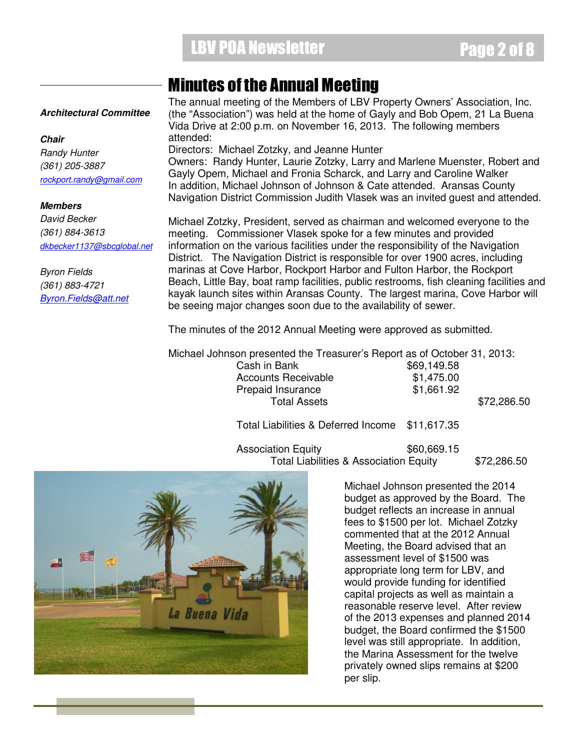**Architectural Committee**

**Chair**
*Randy Hunter*
*(361) 205-3887*
*rockport.randy@gmail.com*

**Members**
*David Becker*
*(361) 884-3613*
*dkbecker1137@sbcglobal.net*

*Byron Fields*
*(361) 883-4721*
*Byron.Fields@att.net*

# Minutes of the Annual Meeting

The annual meeting of the Members of LBV Property Owners' Association, Inc. (the "Association") was held at the home of Gayly and Bob Opem, 21 La Buena Vida Drive at 2:00 p.m. on November 16, 2013. The following members attended:

Directors: Michael Zotzky, and Jeanne Hunter
Owners: Randy Hunter, Laurie Zotzky, Larry and Marlene Muenster, Robert and Gayly Opem, Michael and Fronia Scharck, and Larry and Caroline Walker
In addition, Michael Johnson of Johnson & Cate attended. Aransas County Navigation District Commission Judith Vlasek was an invited guest and attended.

Michael Zotzky, President, served as chairman and welcomed everyone to the meeting. Commissioner Vlasek spoke for a few minutes and provided information on the various facilities under the responsibility of the Navigation District. The Navigation District is responsible for over 1900 acres, including marinas at Cove Harbor, Rockport Harbor and Fulton Harbor, the Rockport Beach, Little Bay, boat ramp facilities, public restrooms, fish cleaning facilities and kayak launch sites within Aransas County. The largest marina, Cove Harbor will be seeing major changes soon due to the availability of sewer.

The minutes of the 2012 Annual Meeting were approved as submitted.

Michael Johnson presented the Treasurer's Report as of October 31, 2013:

| | | |
|---|---|---|
| Cash in Bank | $69,149.58 | |
| Accounts Receivable | $1,475.00 | |
| Prepaid Insurance | $1,661.92 | |
| Total Assets | | $72,286.50 |
| Total Liabilities & Deferred Income | $11,617.35 | |
| Association Equity | $60,669.15 | |
| Total Liabilities & Association Equity | | $72,286.50 |

Michael Johnson presented the 2014 budget as approved by the Board. The budget reflects an increase in annual fees to $1500 per lot. Michael Zotzky commented that at the 2012 Annual Meeting, the Board advised that an assessment level of $1500 was appropriate long term for LBV, and would provide funding for identified capital projects as well as maintain a reasonable reserve level. After review of the 2013 expenses and planned 2014 budget, the Board confirmed the $1500 level was still appropriate. In addition, the Marina Assessment for the twelve privately owned slips remains at $200 per slip.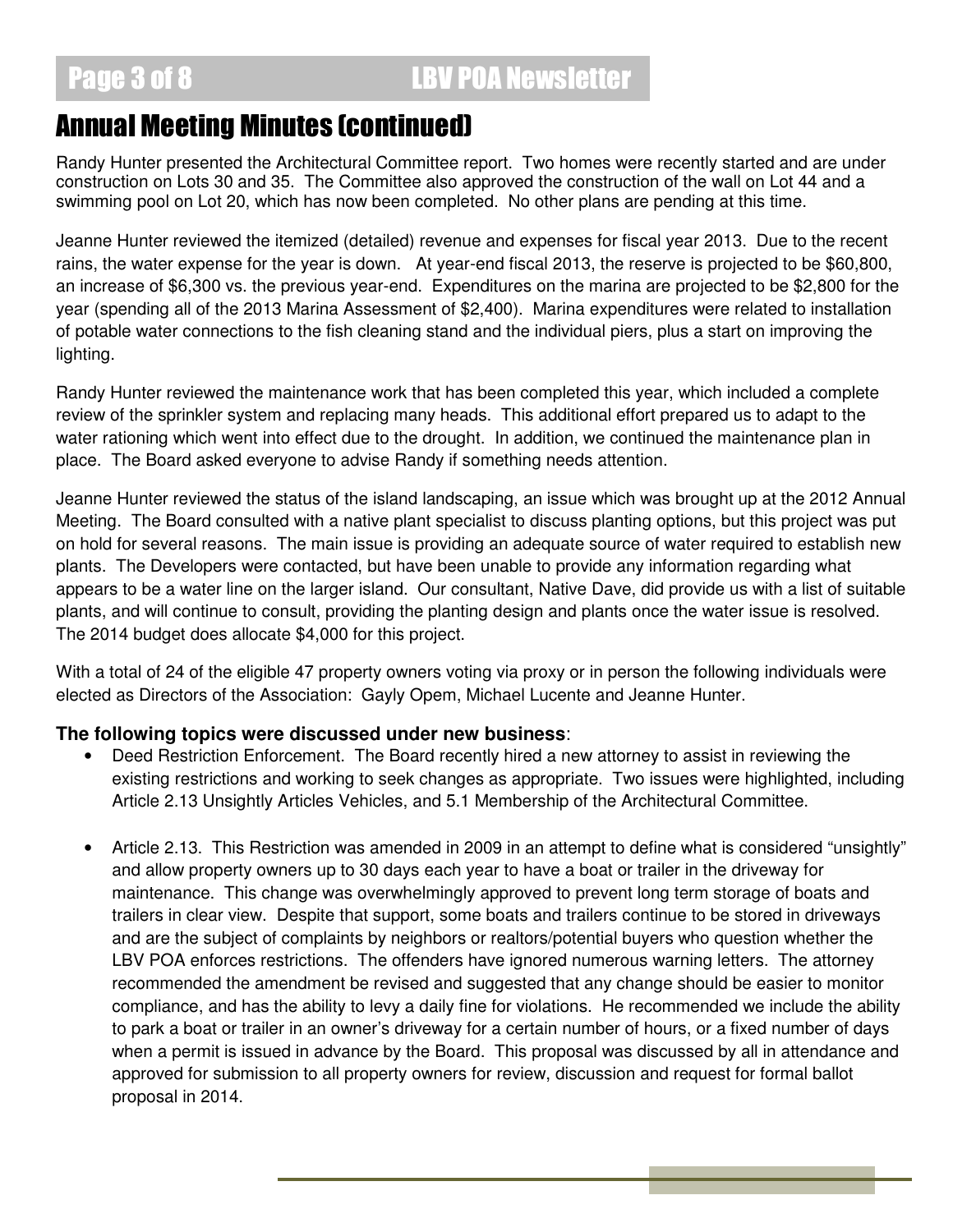## Annual Meeting Minutes (continued)

Randy Hunter presented the Architectural Committee report. Two homes were recently started and are under construction on Lots 30 and 35. The Committee also approved the construction of the wall on Lot 44 and a swimming pool on Lot 20, which has now been completed. No other plans are pending at this time.

Jeanne Hunter reviewed the itemized (detailed) revenue and expenses for fiscal year 2013. Due to the recent rains, the water expense for the year is down. At year-end fiscal 2013, the reserve is projected to be $60,800, an increase of $6,300 vs. the previous year-end. Expenditures on the marina are projected to be $2,800 for the year (spending all of the 2013 Marina Assessment of $2,400). Marina expenditures were related to installation of potable water connections to the fish cleaning stand and the individual piers, plus a start on improving the lighting.

Randy Hunter reviewed the maintenance work that has been completed this year, which included a complete review of the sprinkler system and replacing many heads. This additional effort prepared us to adapt to the water rationing which went into effect due to the drought. In addition, we continued the maintenance plan in place. The Board asked everyone to advise Randy if something needs attention.

Jeanne Hunter reviewed the status of the island landscaping, an issue which was brought up at the 2012 Annual Meeting. The Board consulted with a native plant specialist to discuss planting options, but this project was put on hold for several reasons. The main issue is providing an adequate source of water required to establish new plants. The Developers were contacted, but have been unable to provide any information regarding what appears to be a water line on the larger island. Our consultant, Native Dave, did provide us with a list of suitable plants, and will continue to consult, providing the planting design and plants once the water issue is resolved. The 2014 budget does allocate $4,000 for this project.

With a total of 24 of the eligible 47 property owners voting via proxy or in person the following individuals were elected as Directors of the Association: Gayly Opem, Michael Lucente and Jeanne Hunter.

**The following topics were discussed under new business**:

- Deed Restriction Enforcement. The Board recently hired a new attorney to assist in reviewing the existing restrictions and working to seek changes as appropriate. Two issues were highlighted, including Article 2.13 Unsightly Articles Vehicles, and 5.1 Membership of the Architectural Committee.

- Article 2.13. This Restriction was amended in 2009 in an attempt to define what is considered "unsightly" and allow property owners up to 30 days each year to have a boat or trailer in the driveway for maintenance. This change was overwhelmingly approved to prevent long term storage of boats and trailers in clear view. Despite that support, some boats and trailers continue to be stored in driveways and are the subject of complaints by neighbors or realtors/potential buyers who question whether the LBV POA enforces restrictions. The offenders have ignored numerous warning letters. The attorney recommended the amendment be revised and suggested that any change should be easier to monitor compliance, and has the ability to levy a daily fine for violations. He recommended we include the ability to park a boat or trailer in an owner's driveway for a certain number of hours, or a fixed number of days when a permit is issued in advance by the Board. This proposal was discussed by all in attendance and approved for submission to all property owners for review, discussion and request for formal ballot proposal in 2014.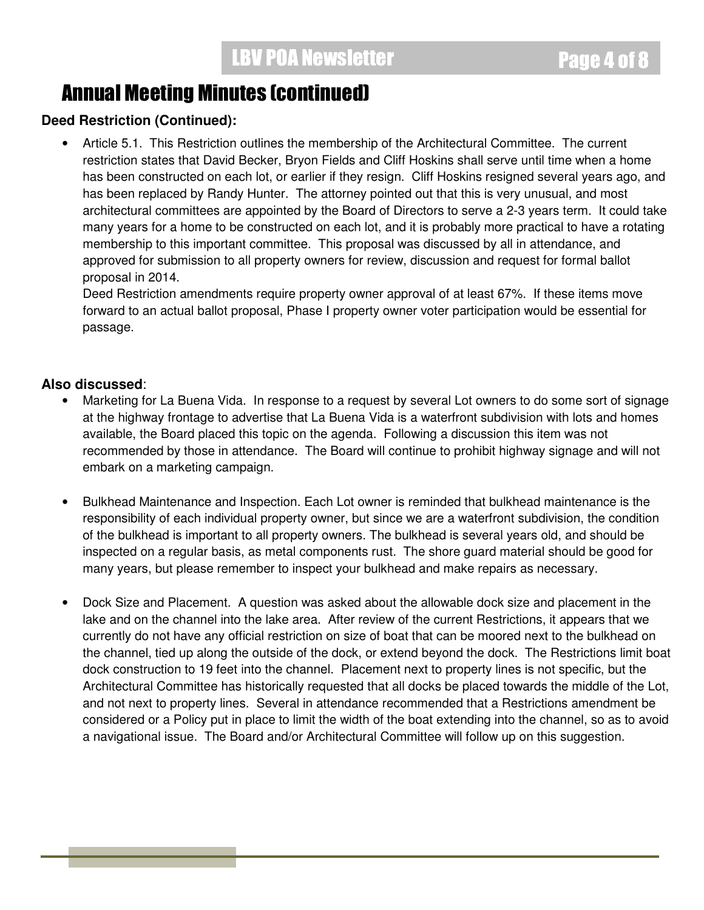# Annual Meeting Minutes (continued)

**Deed Restriction (Continued):**

- Article 5.1. This Restriction outlines the membership of the Architectural Committee. The current restriction states that David Becker, Bryon Fields and Cliff Hoskins shall serve until time when a home has been constructed on each lot, or earlier if they resign. Cliff Hoskins resigned several years ago, and has been replaced by Randy Hunter. The attorney pointed out that this is very unusual, and most architectural committees are appointed by the Board of Directors to serve a 2-3 years term. It could take many years for a home to be constructed on each lot, and it is probably more practical to have a rotating membership to this important committee. This proposal was discussed by all in attendance, and approved for submission to all property owners for review, discussion and request for formal ballot proposal in 2014.

  Deed Restriction amendments require property owner approval of at least 67%. If these items move forward to an actual ballot proposal, Phase I property owner voter participation would be essential for passage.

**Also discussed**:

- Marketing for La Buena Vida. In response to a request by several Lot owners to do some sort of signage at the highway frontage to advertise that La Buena Vida is a waterfront subdivision with lots and homes available, the Board placed this topic on the agenda. Following a discussion this item was not recommended by those in attendance. The Board will continue to prohibit highway signage and will not embark on a marketing campaign.

- Bulkhead Maintenance and Inspection. Each Lot owner is reminded that bulkhead maintenance is the responsibility of each individual property owner, but since we are a waterfront subdivision, the condition of the bulkhead is important to all property owners. The bulkhead is several years old, and should be inspected on a regular basis, as metal components rust. The shore guard material should be good for many years, but please remember to inspect your bulkhead and make repairs as necessary.

- Dock Size and Placement. A question was asked about the allowable dock size and placement in the lake and on the channel into the lake area. After review of the current Restrictions, it appears that we currently do not have any official restriction on size of boat that can be moored next to the bulkhead on the channel, tied up along the outside of the dock, or extend beyond the dock. The Restrictions limit boat dock construction to 19 feet into the channel. Placement next to property lines is not specific, but the Architectural Committee has historically requested that all docks be placed towards the middle of the Lot, and not next to property lines. Several in attendance recommended that a Restrictions amendment be considered or a Policy put in place to limit the width of the boat extending into the channel, so as to avoid a navigational issue. The Board and/or Architectural Committee will follow up on this suggestion.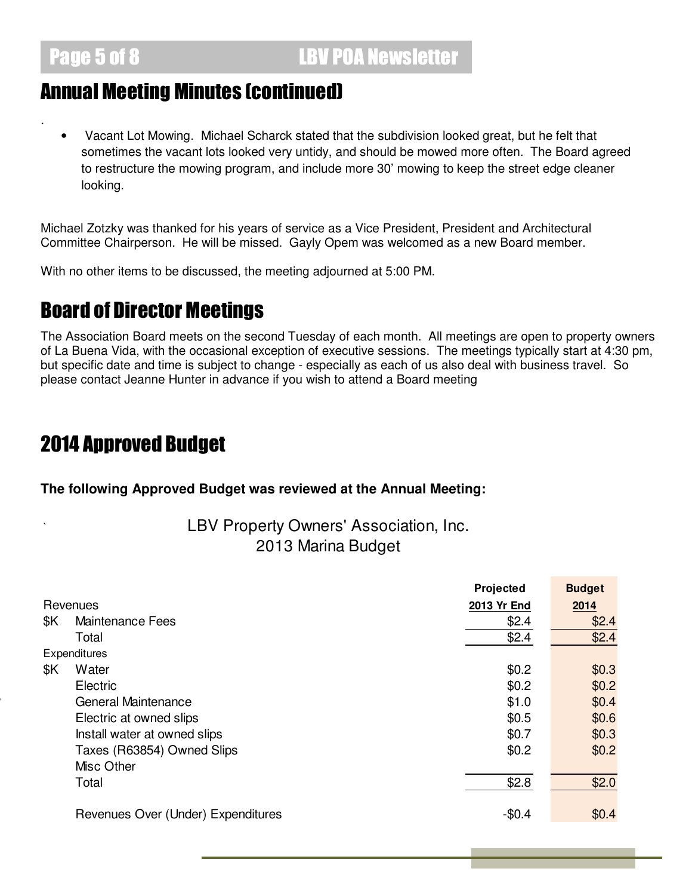## Annual Meeting Minutes (continued)

- Vacant Lot Mowing. Michael Scharck stated that the subdivision looked great, but he felt that sometimes the vacant lots looked very untidy, and should be mowed more often. The Board agreed to restructure the mowing program, and include more 30' mowing to keep the street edge cleaner looking.

Michael Zotzky was thanked for his years of service as a Vice President, President and Architectural Committee Chairperson. He will be missed. Gayly Opem was welcomed as a new Board member.

With no other items to be discussed, the meeting adjourned at 5:00 PM.

## Board of Director Meetings

The Association Board meets on the second Tuesday of each month. All meetings are open to property owners of La Buena Vida, with the occasional exception of executive sessions. The meetings typically start at 4:30 pm, but specific date and time is subject to change - especially as each of us also deal with business travel. So please contact Jeanne Hunter in advance if you wish to attend a Board meeting

## 2014 Approved Budget

**The following Approved Budget was reviewed at the Annual Meeting:**

LBV Property Owners' Association, Inc.
2013 Marina Budget

| | | Projected 2013 Yr End | Budget 2014 |
|---|---|---|---|
| Revenues | | | |
| $K | Maintenance Fees | $2.4 | $2.4 |
| | Total | $2.4 | $2.4 |
| Expenditures | | | |
| $K | Water | $0.2 | $0.3 |
| | Electric | $0.2 | $0.2 |
| | General Maintenance | $1.0 | $0.4 |
| | Electric at owned slips | $0.5 | $0.6 |
| | Install water at owned slips | $0.7 | $0.3 |
| | Taxes (R63854) Owned Slips | $0.2 | $0.2 |
| | Misc Other | | |
| | Total | $2.8 | $2.0 |
| | Revenues Over (Under) Expenditures | -$0.4 | $0.4 |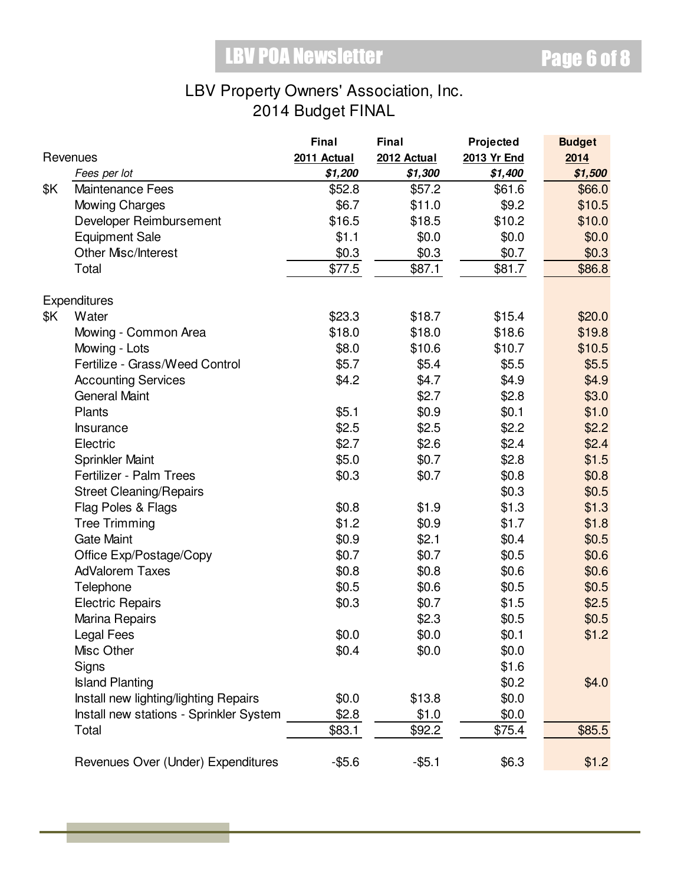# LBV Property Owners' Association, Inc.
## 2014 Budget FINAL

| | Revenues | Final 2011 Actual | Final 2012 Actual | Projected 2013 Yr End | Budget 2014 |
|---|---|---|---|---|---|
| | *Fees per lot* | ***$1,200*** | ***$1,300*** | ***$1,400*** | ***$1,500*** |
| $K | Maintenance Fees | $52.8 | $57.2 | $61.6 | $66.0 |
| | Mowing Charges | $6.7 | $11.0 | $9.2 | $10.5 |
| | Developer Reimbursement | $16.5 | $18.5 | $10.2 | $10.0 |
| | Equipment Sale | $1.1 | $0.0 | $0.0 | $0.0 |
| | Other Misc/Interest | $0.3 | $0.3 | $0.7 | $0.3 |
| | Total | $77.5 | $87.1 | $81.7 | $86.8 |
| | | | | | |
| | Expenditures | | | | |
| $K | Water | $23.3 | $18.7 | $15.4 | $20.0 |
| | Mowing - Common Area | $18.0 | $18.0 | $18.6 | $19.8 |
| | Mowing - Lots | $8.0 | $10.6 | $10.7 | $10.5 |
| | Fertilize - Grass/Weed Control | $5.7 | $5.4 | $5.5 | $5.5 |
| | Accounting Services | $4.2 | $4.7 | $4.9 | $4.9 |
| | General Maint | | $2.7 | $2.8 | $3.0 |
| | Plants | $5.1 | $0.9 | $0.1 | $1.0 |
| | Insurance | $2.5 | $2.5 | $2.2 | $2.2 |
| | Electric | $2.7 | $2.6 | $2.4 | $2.4 |
| | Sprinkler Maint | $5.0 | $0.7 | $2.8 | $1.5 |
| | Fertilizer - Palm Trees | $0.3 | $0.7 | $0.8 | $0.8 |
| | Street Cleaning/Repairs | | | $0.3 | $0.5 |
| | Flag Poles & Flags | $0.8 | $1.9 | $1.3 | $1.3 |
| | Tree Trimming | $1.2 | $0.9 | $1.7 | $1.8 |
| | Gate Maint | $0.9 | $2.1 | $0.4 | $0.5 |
| | Office Exp/Postage/Copy | $0.7 | $0.7 | $0.5 | $0.6 |
| | AdValorem Taxes | $0.8 | $0.8 | $0.6 | $0.6 |
| | Telephone | $0.5 | $0.6 | $0.5 | $0.5 |
| | Electric Repairs | $0.3 | $0.7 | $1.5 | $2.5 |
| | Marina Repairs | | $2.3 | $0.5 | $0.5 |
| | Legal Fees | $0.0 | $0.0 | $0.1 | $1.2 |
| | Misc Other | $0.4 | $0.0 | $0.0 | |
| | Signs | | | $1.6 | |
| | Island Planting | | | $0.2 | $4.0 |
| | Install new lighting/lighting Repairs | $0.0 | $13.8 | $0.0 | |
| | Install new stations - Sprinkler System | $2.8 | $1.0 | $0.0 | |
| | Total | $83.1 | $92.2 | $75.4 | $85.5 |
| | | | | | |
| | Revenues Over (Under) Expenditures | -$5.6 | -$5.1 | $6.3 | $1.2 |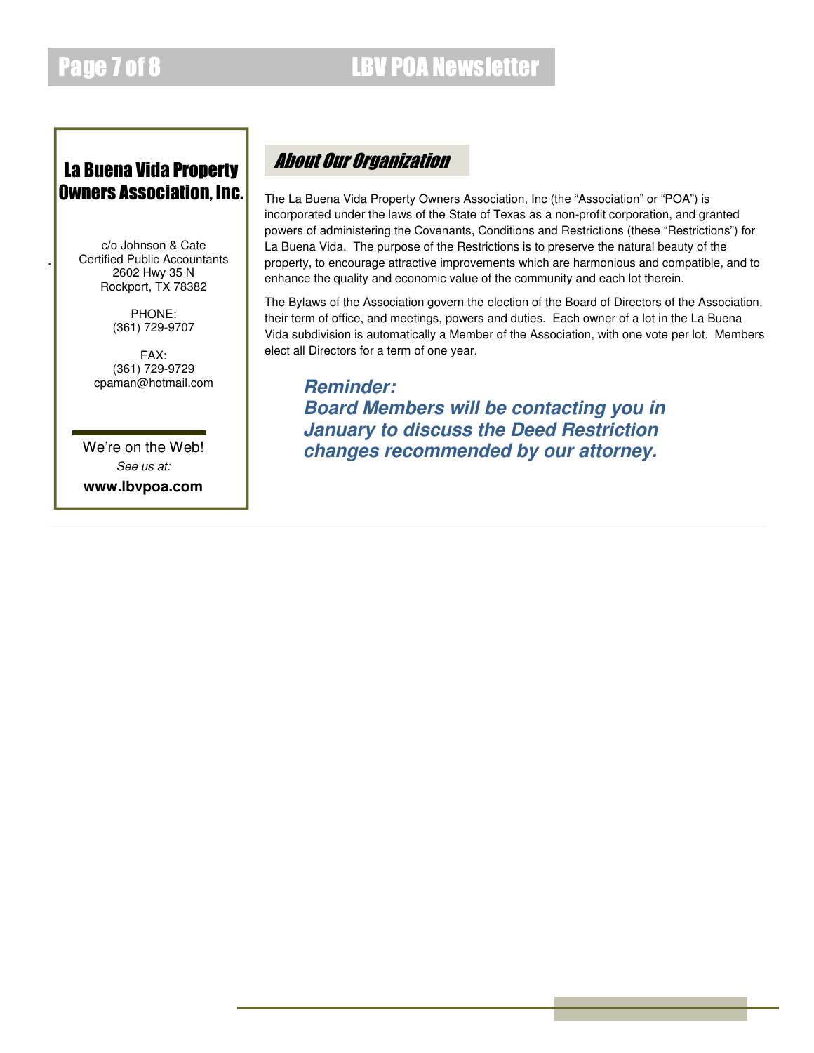## La Buena Vida Property Owners Association, Inc.

c/o Johnson & Cate
Certified Public Accountants
2602 Hwy 35 N
Rockport, TX 78382

PHONE:
(361) 729-9707

FAX:
(361) 729-9729
cpaman@hotmail.com

We're on the Web!
*See us at:*
**www.lbvpoa.com**

## *About Our Organization*

The La Buena Vida Property Owners Association, Inc (the "Association" or "POA") is incorporated under the laws of the State of Texas as a non-profit corporation, and granted powers of administering the Covenants, Conditions and Restrictions (these "Restrictions") for La Buena Vida. The purpose of the Restrictions is to preserve the natural beauty of the property, to encourage attractive improvements which are harmonious and compatible, and to enhance the quality and economic value of the community and each lot therein.

The Bylaws of the Association govern the election of the Board of Directors of the Association, their term of office, and meetings, powers and duties. Each owner of a lot in the La Buena Vida subdivision is automatically a Member of the Association, with one vote per lot. Members elect all Directors for a term of one year.

***Reminder:***
***Board Members will be contacting you in January to discuss the Deed Restriction changes recommended by our attorney.***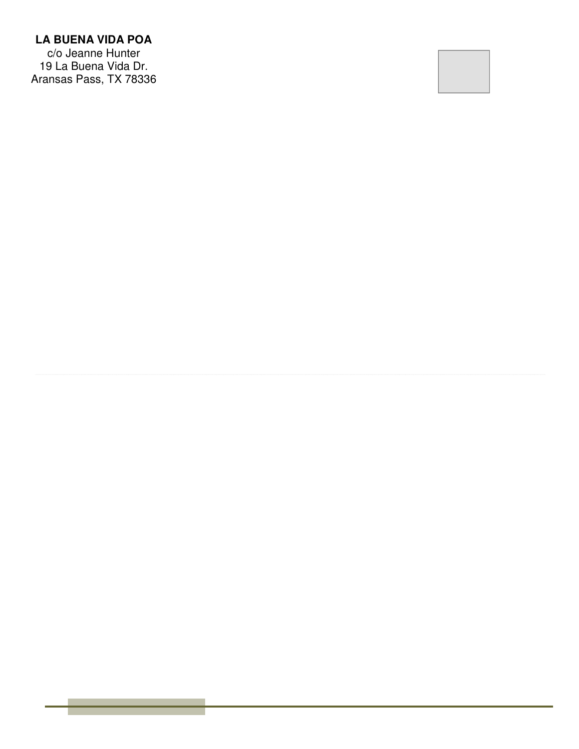**LA BUENA VIDA POA**
c/o Jeanne Hunter
19 La Buena Vida Dr.
Aransas Pass, TX 78336